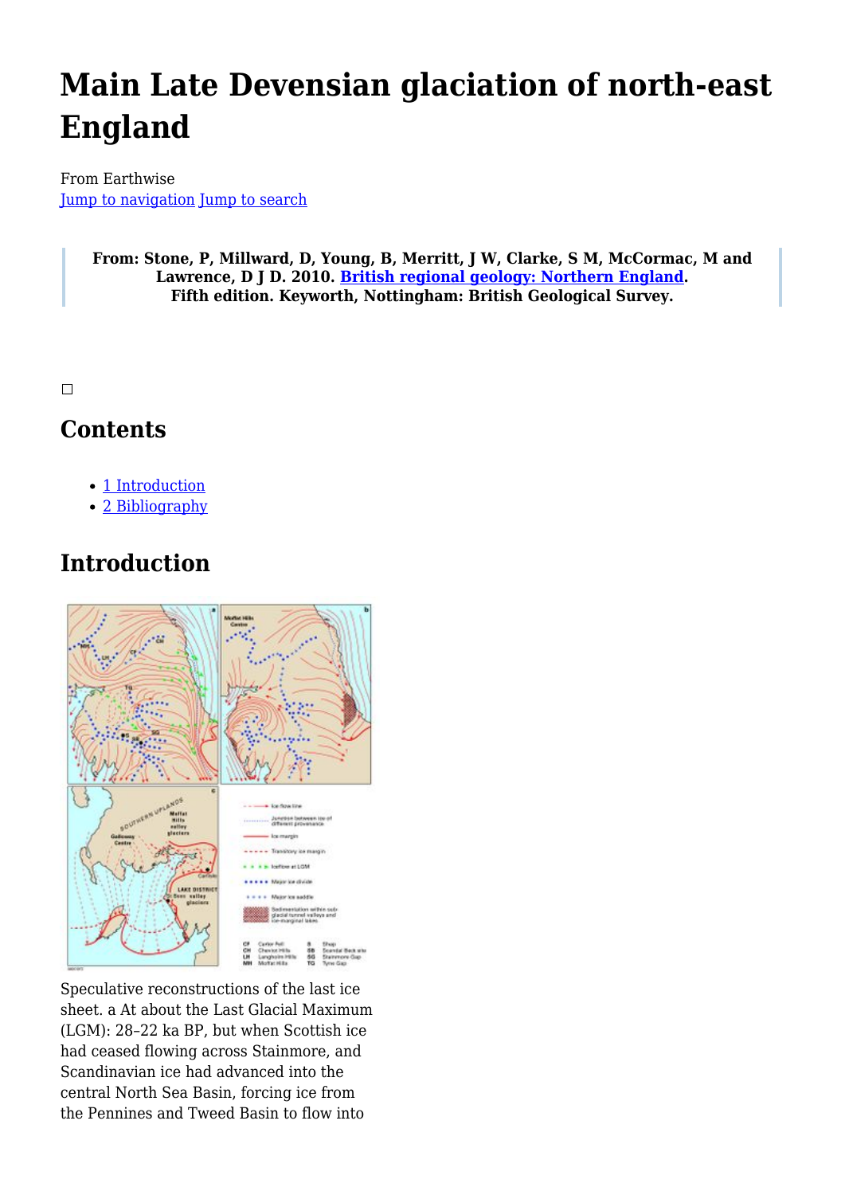# Main Late Devensian glaciation of north-east England

From Earthwise
Jump to navigation Jump to search

> **From: Stone, P, Millward, D, Young, B, Merritt, J W, Clarke, S M, McCormac, M and Lawrence, D J D. 2010. British regional geology: Northern England. Fifth edition. Keyworth, Nottingham: British Geological Survey.**

## Contents

- 1 Introduction
- 2 Bibliography

## Introduction

Speculative reconstructions of the last ice sheet. a At about the Last Glacial Maximum (LGM): 28–22 ka BP, but when Scottish ice had ceased flowing across Stainmore, and Scandinavian ice had advanced into the central North Sea Basin, forcing ice from the Pennines and Tweed Basin to flow into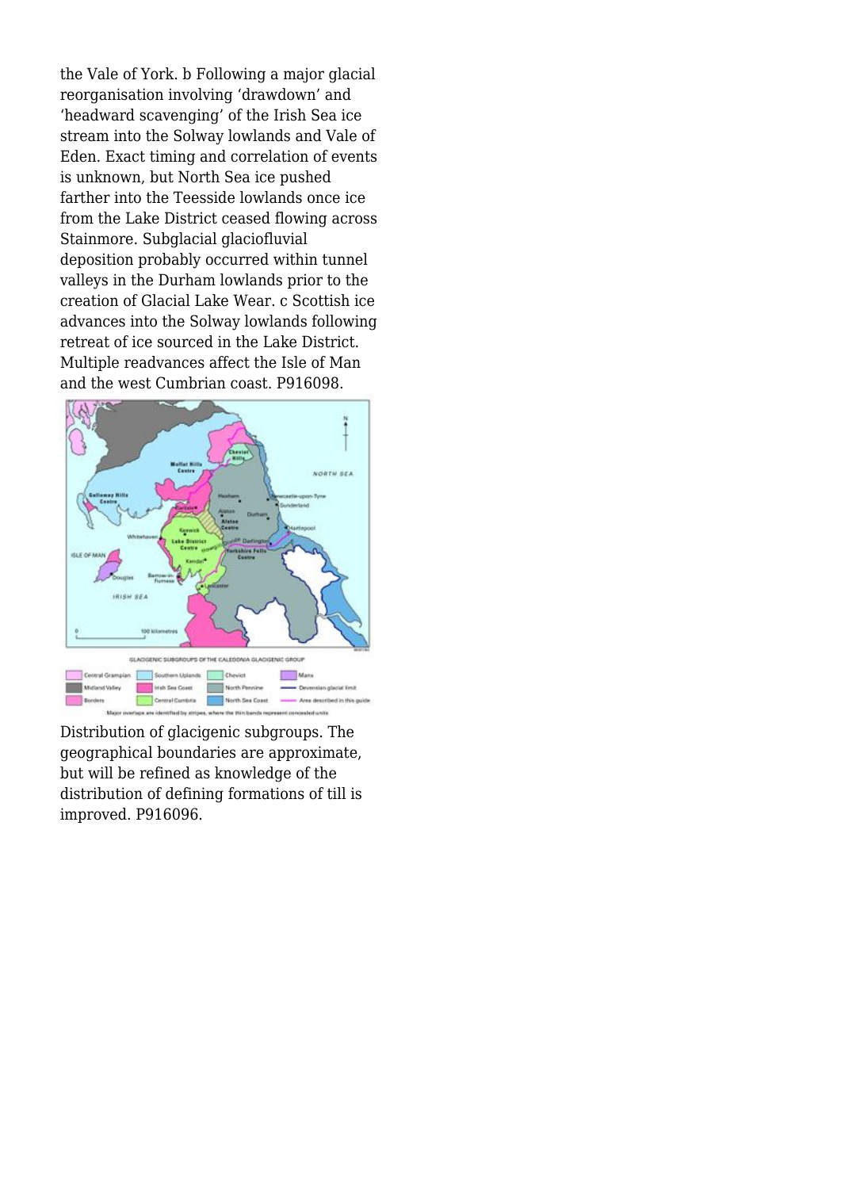the Vale of York. b Following a major glacial reorganisation involving 'drawdown' and 'headward scavenging' of the Irish Sea ice stream into the Solway lowlands and Vale of Eden. Exact timing and correlation of events is unknown, but North Sea ice pushed farther into the Teesside lowlands once ice from the Lake District ceased flowing across Stainmore. Subglacial glaciofluvial deposition probably occurred within tunnel valleys in the Durham lowlands prior to the creation of Glacial Lake Wear. c Scottish ice advances into the Solway lowlands following retreat of ice sourced in the Lake District. Multiple readvances affect the Isle of Man and the west Cumbrian coast. P916098.

Distribution of glacigenic subgroups. The geographical boundaries are approximate, but will be refined as knowledge of the distribution of defining formations of till is improved. P916096.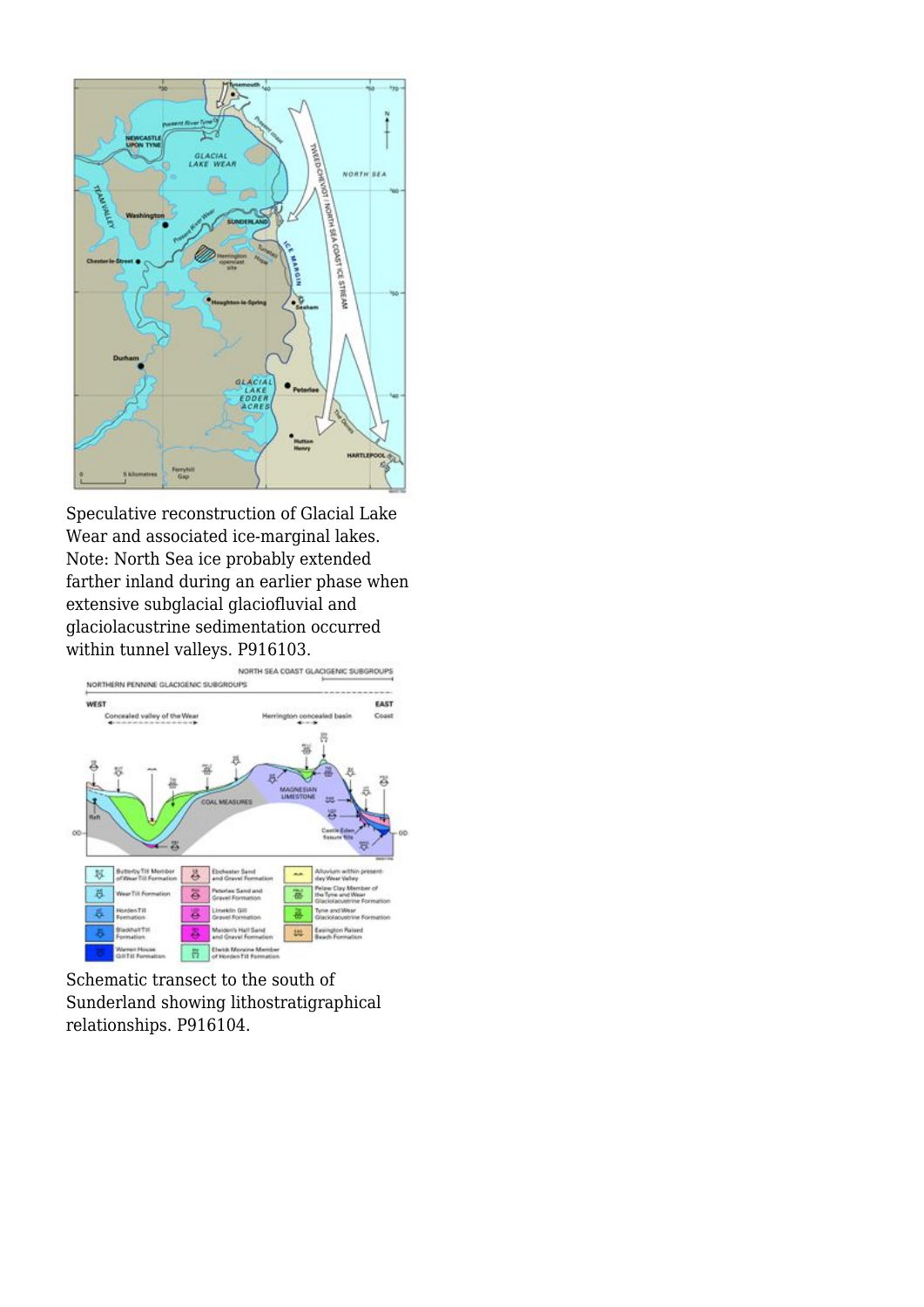Speculative reconstruction of Glacial Lake Wear and associated ice-marginal lakes. Note: North Sea ice probably extended farther inland during an earlier phase when extensive subglacial glaciofluvial and glaciolacustrine sedimentation occurred within tunnel valleys. P916103.

Schematic transect to the south of Sunderland showing lithostratigraphical relationships. P916104.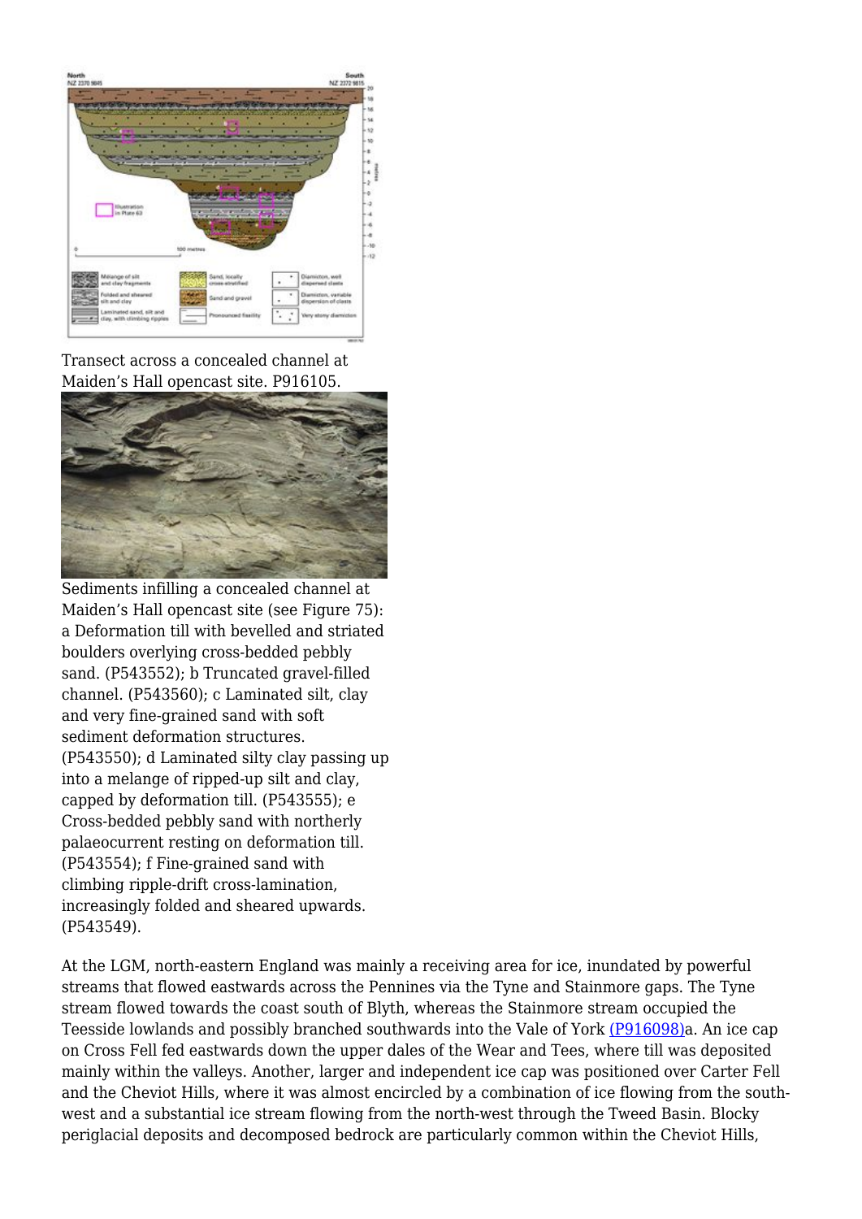Transect across a concealed channel at Maiden's Hall opencast site. P916105.

Sediments infilling a concealed channel at Maiden's Hall opencast site (see Figure 75): a Deformation till with bevelled and striated boulders overlying cross-bedded pebbly sand. (P543552); b Truncated gravel-filled channel. (P543560); c Laminated silt, clay and very fine-grained sand with soft sediment deformation structures. (P543550); d Laminated silty clay passing up into a melange of ripped-up silt and clay, capped by deformation till. (P543555); e Cross-bedded pebbly sand with northerly palaeocurrent resting on deformation till. (P543554); f Fine-grained sand with climbing ripple-drift cross-lamination, increasingly folded and sheared upwards. (P543549).

At the LGM, north-eastern England was mainly a receiving area for ice, inundated by powerful streams that flowed eastwards across the Pennines via the Tyne and Stainmore gaps. The Tyne stream flowed towards the coast south of Blyth, whereas the Stainmore stream occupied the Teesside lowlands and possibly branched southwards into the Vale of York (P916098)a. An ice cap on Cross Fell fed eastwards down the upper dales of the Wear and Tees, where till was deposited mainly within the valleys. Another, larger and independent ice cap was positioned over Carter Fell and the Cheviot Hills, where it was almost encircled by a combination of ice flowing from the south-west and a substantial ice stream flowing from the north-west through the Tweed Basin. Blocky periglacial deposits and decomposed bedrock are particularly common within the Cheviot Hills,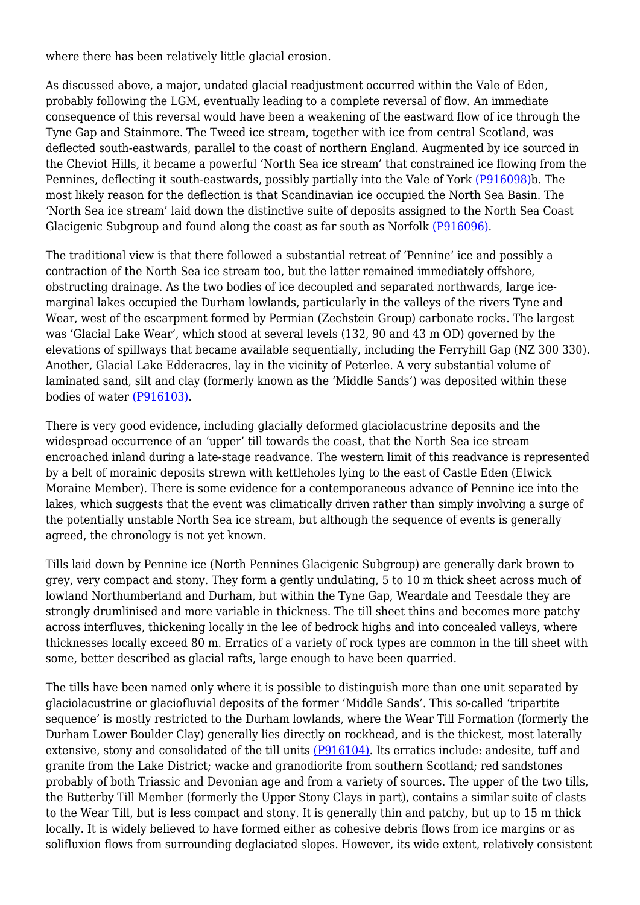where there has been relatively little glacial erosion.

As discussed above, a major, undated glacial readjustment occurred within the Vale of Eden, probably following the LGM, eventually leading to a complete reversal of flow. An immediate consequence of this reversal would have been a weakening of the eastward flow of ice through the Tyne Gap and Stainmore. The Tweed ice stream, together with ice from central Scotland, was deflected south-eastwards, parallel to the coast of northern England. Augmented by ice sourced in the Cheviot Hills, it became a powerful 'North Sea ice stream' that constrained ice flowing from the Pennines, deflecting it south-eastwards, possibly partially into the Vale of York (P916098)b. The most likely reason for the deflection is that Scandinavian ice occupied the North Sea Basin. The 'North Sea ice stream' laid down the distinctive suite of deposits assigned to the North Sea Coast Glacigenic Subgroup and found along the coast as far south as Norfolk (P916096).

The traditional view is that there followed a substantial retreat of 'Pennine' ice and possibly a contraction of the North Sea ice stream too, but the latter remained immediately offshore, obstructing drainage. As the two bodies of ice decoupled and separated northwards, large ice-marginal lakes occupied the Durham lowlands, particularly in the valleys of the rivers Tyne and Wear, west of the escarpment formed by Permian (Zechstein Group) carbonate rocks. The largest was 'Glacial Lake Wear', which stood at several levels (132, 90 and 43 m OD) governed by the elevations of spillways that became available sequentially, including the Ferryhill Gap (NZ 300 330). Another, Glacial Lake Edderacres, lay in the vicinity of Peterlee. A very substantial volume of laminated sand, silt and clay (formerly known as the 'Middle Sands') was deposited within these bodies of water (P916103).

There is very good evidence, including glacially deformed glaciolacustrine deposits and the widespread occurrence of an 'upper' till towards the coast, that the North Sea ice stream encroached inland during a late-stage readvance. The western limit of this readvance is represented by a belt of morainic deposits strewn with kettleholes lying to the east of Castle Eden (Elwick Moraine Member). There is some evidence for a contemporaneous advance of Pennine ice into the lakes, which suggests that the event was climatically driven rather than simply involving a surge of the potentially unstable North Sea ice stream, but although the sequence of events is generally agreed, the chronology is not yet known.

Tills laid down by Pennine ice (North Pennines Glacigenic Subgroup) are generally dark brown to grey, very compact and stony. They form a gently undulating, 5 to 10 m thick sheet across much of lowland Northumberland and Durham, but within the Tyne Gap, Weardale and Teesdale they are strongly drumlinised and more variable in thickness. The till sheet thins and becomes more patchy across interfluves, thickening locally in the lee of bedrock highs and into concealed valleys, where thicknesses locally exceed 80 m. Erratics of a variety of rock types are common in the till sheet with some, better described as glacial rafts, large enough to have been quarried.

The tills have been named only where it is possible to distinguish more than one unit separated by glaciolacustrine or glaciofluvial deposits of the former 'Middle Sands'. This so-called 'tripartite sequence' is mostly restricted to the Durham lowlands, where the Wear Till Formation (formerly the Durham Lower Boulder Clay) generally lies directly on rockhead, and is the thickest, most laterally extensive, stony and consolidated of the till units (P916104). Its erratics include: andesite, tuff and granite from the Lake District; wacke and granodiorite from southern Scotland; red sandstones probably of both Triassic and Devonian age and from a variety of sources. The upper of the two tills, the Butterby Till Member (formerly the Upper Stony Clays in part), contains a similar suite of clasts to the Wear Till, but is less compact and stony. It is generally thin and patchy, but up to 15 m thick locally. It is widely believed to have formed either as cohesive debris flows from ice margins or as solifluxion flows from surrounding deglaciated slopes. However, its wide extent, relatively consistent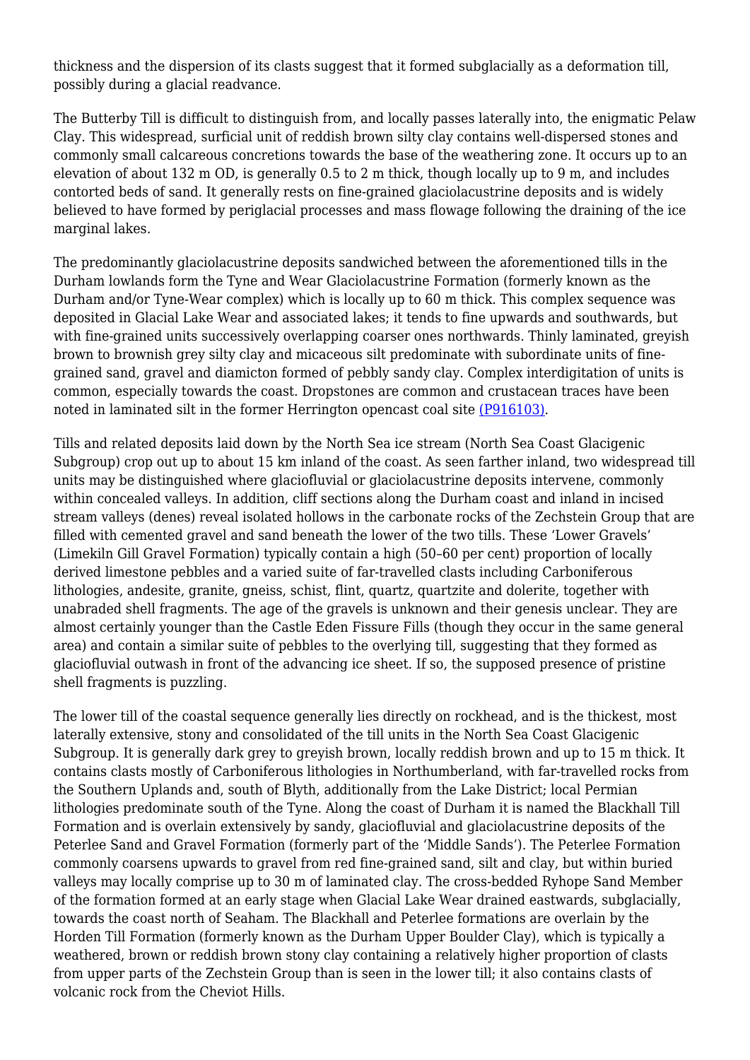thickness and the dispersion of its clasts suggest that it formed subglacially as a deformation till, possibly during a glacial readvance.

The Butterby Till is difficult to distinguish from, and locally passes laterally into, the enigmatic Pelaw Clay. This widespread, surficial unit of reddish brown silty clay contains well-dispersed stones and commonly small calcareous concretions towards the base of the weathering zone. It occurs up to an elevation of about 132 m OD, is generally 0.5 to 2 m thick, though locally up to 9 m, and includes contorted beds of sand. It generally rests on fine-grained glaciolacustrine deposits and is widely believed to have formed by periglacial processes and mass flowage following the draining of the ice marginal lakes.

The predominantly glaciolacustrine deposits sandwiched between the aforementioned tills in the Durham lowlands form the Tyne and Wear Glaciolacustrine Formation (formerly known as the Durham and/or Tyne-Wear complex) which is locally up to 60 m thick. This complex sequence was deposited in Glacial Lake Wear and associated lakes; it tends to fine upwards and southwards, but with fine-grained units successively overlapping coarser ones northwards. Thinly laminated, greyish brown to brownish grey silty clay and micaceous silt predominate with subordinate units of fine-grained sand, gravel and diamicton formed of pebbly sandy clay. Complex interdigitation of units is common, especially towards the coast. Dropstones are common and crustacean traces have been noted in laminated silt in the former Herrington opencast coal site (P916103).

Tills and related deposits laid down by the North Sea ice stream (North Sea Coast Glacigenic Subgroup) crop out up to about 15 km inland of the coast. As seen farther inland, two widespread till units may be distinguished where glaciofluvial or glaciolacustrine deposits intervene, commonly within concealed valleys. In addition, cliff sections along the Durham coast and inland in incised stream valleys (denes) reveal isolated hollows in the carbonate rocks of the Zechstein Group that are filled with cemented gravel and sand beneath the lower of the two tills. These 'Lower Gravels' (Limekiln Gill Gravel Formation) typically contain a high (50–60 per cent) proportion of locally derived limestone pebbles and a varied suite of far-travelled clasts including Carboniferous lithologies, andesite, granite, gneiss, schist, flint, quartz, quartzite and dolerite, together with unabraded shell fragments. The age of the gravels is unknown and their genesis unclear. They are almost certainly younger than the Castle Eden Fissure Fills (though they occur in the same general area) and contain a similar suite of pebbles to the overlying till, suggesting that they formed as glaciofluvial outwash in front of the advancing ice sheet. If so, the supposed presence of pristine shell fragments is puzzling.

The lower till of the coastal sequence generally lies directly on rockhead, and is the thickest, most laterally extensive, stony and consolidated of the till units in the North Sea Coast Glacigenic Subgroup. It is generally dark grey to greyish brown, locally reddish brown and up to 15 m thick. It contains clasts mostly of Carboniferous lithologies in Northumberland, with far-travelled rocks from the Southern Uplands and, south of Blyth, additionally from the Lake District; local Permian lithologies predominate south of the Tyne. Along the coast of Durham it is named the Blackhall Till Formation and is overlain extensively by sandy, glaciofluvial and glaciolacustrine deposits of the Peterlee Sand and Gravel Formation (formerly part of the 'Middle Sands'). The Peterlee Formation commonly coarsens upwards to gravel from red fine-grained sand, silt and clay, but within buried valleys may locally comprise up to 30 m of laminated clay. The cross-bedded Ryhope Sand Member of the formation formed at an early stage when Glacial Lake Wear drained eastwards, subglacially, towards the coast north of Seaham. The Blackhall and Peterlee formations are overlain by the Horden Till Formation (formerly known as the Durham Upper Boulder Clay), which is typically a weathered, brown or reddish brown stony clay containing a relatively higher proportion of clasts from upper parts of the Zechstein Group than is seen in the lower till; it also contains clasts of volcanic rock from the Cheviot Hills.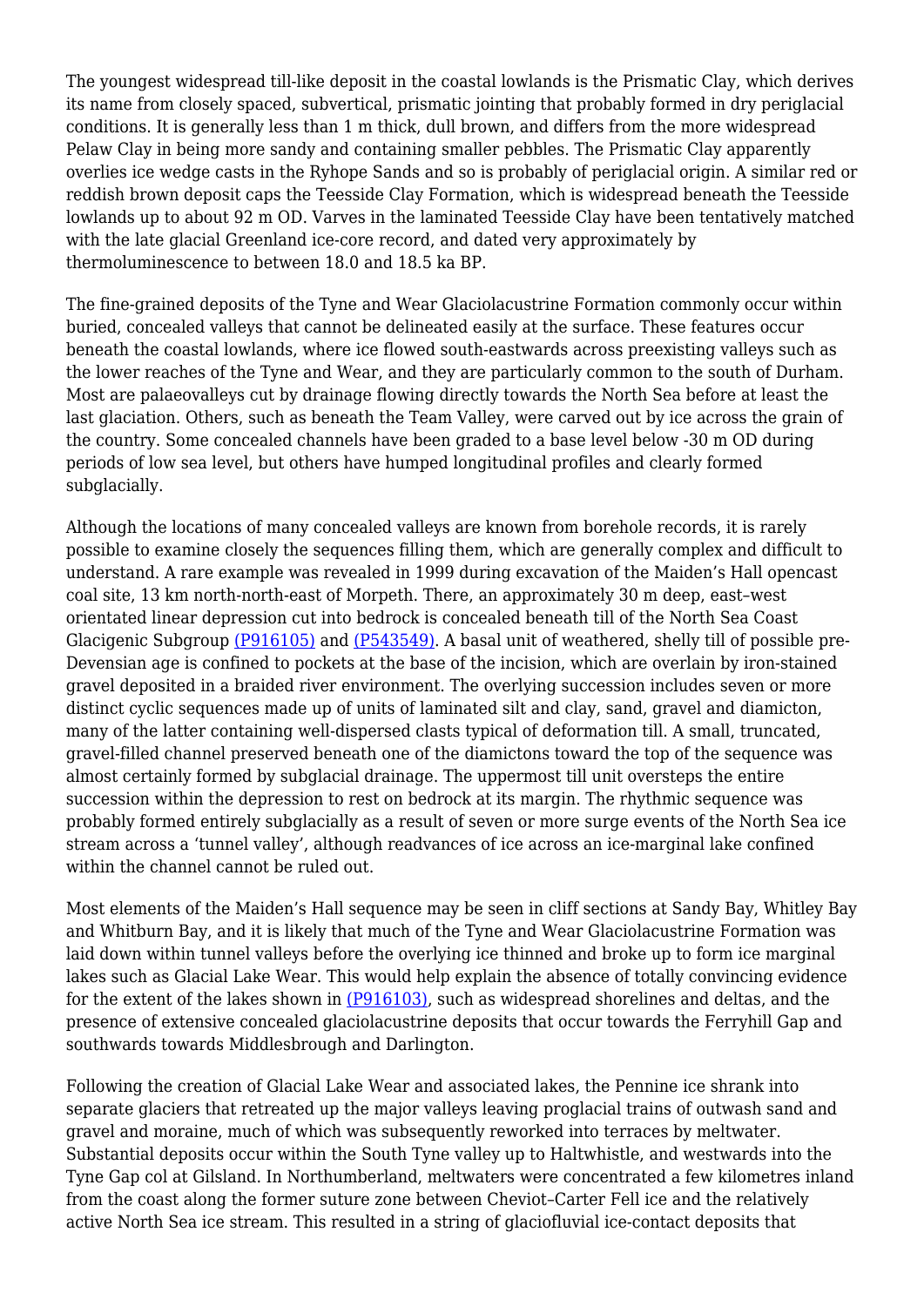The youngest widespread till-like deposit in the coastal lowlands is the Prismatic Clay, which derives its name from closely spaced, subvertical, prismatic jointing that probably formed in dry periglacial conditions. It is generally less than 1 m thick, dull brown, and differs from the more widespread Pelaw Clay in being more sandy and containing smaller pebbles. The Prismatic Clay apparently overlies ice wedge casts in the Ryhope Sands and so is probably of periglacial origin. A similar red or reddish brown deposit caps the Teesside Clay Formation, which is widespread beneath the Teesside lowlands up to about 92 m OD. Varves in the laminated Teesside Clay have been tentatively matched with the late glacial Greenland ice-core record, and dated very approximately by thermoluminescence to between 18.0 and 18.5 ka BP.

The fine-grained deposits of the Tyne and Wear Glaciolacustrine Formation commonly occur within buried, concealed valleys that cannot be delineated easily at the surface. These features occur beneath the coastal lowlands, where ice flowed south-eastwards across preexisting valleys such as the lower reaches of the Tyne and Wear, and they are particularly common to the south of Durham. Most are palaeovalleys cut by drainage flowing directly towards the North Sea before at least the last glaciation. Others, such as beneath the Team Valley, were carved out by ice across the grain of the country. Some concealed channels have been graded to a base level below -30 m OD during periods of low sea level, but others have humped longitudinal profiles and clearly formed subglacially.

Although the locations of many concealed valleys are known from borehole records, it is rarely possible to examine closely the sequences filling them, which are generally complex and difficult to understand. A rare example was revealed in 1999 during excavation of the Maiden's Hall opencast coal site, 13 km north-north-east of Morpeth. There, an approximately 30 m deep, east–west orientated linear depression cut into bedrock is concealed beneath till of the North Sea Coast Glacigenic Subgroup (P916105) and (P543549). A basal unit of weathered, shelly till of possible pre-Devensian age is confined to pockets at the base of the incision, which are overlain by iron-stained gravel deposited in a braided river environment. The overlying succession includes seven or more distinct cyclic sequences made up of units of laminated silt and clay, sand, gravel and diamicton, many of the latter containing well-dispersed clasts typical of deformation till. A small, truncated, gravel-filled channel preserved beneath one of the diamictons toward the top of the sequence was almost certainly formed by subglacial drainage. The uppermost till unit oversteps the entire succession within the depression to rest on bedrock at its margin. The rhythmic sequence was probably formed entirely subglacially as a result of seven or more surge events of the North Sea ice stream across a 'tunnel valley', although readvances of ice across an ice-marginal lake confined within the channel cannot be ruled out.

Most elements of the Maiden's Hall sequence may be seen in cliff sections at Sandy Bay, Whitley Bay and Whitburn Bay, and it is likely that much of the Tyne and Wear Glaciolacustrine Formation was laid down within tunnel valleys before the overlying ice thinned and broke up to form ice marginal lakes such as Glacial Lake Wear. This would help explain the absence of totally convincing evidence for the extent of the lakes shown in (P916103), such as widespread shorelines and deltas, and the presence of extensive concealed glaciolacustrine deposits that occur towards the Ferryhill Gap and southwards towards Middlesbrough and Darlington.

Following the creation of Glacial Lake Wear and associated lakes, the Pennine ice shrank into separate glaciers that retreated up the major valleys leaving proglacial trains of outwash sand and gravel and moraine, much of which was subsequently reworked into terraces by meltwater. Substantial deposits occur within the South Tyne valley up to Haltwhistle, and westwards into the Tyne Gap col at Gilsland. In Northumberland, meltwaters were concentrated a few kilometres inland from the coast along the former suture zone between Cheviot–Carter Fell ice and the relatively active North Sea ice stream. This resulted in a string of glaciofluvial ice-contact deposits that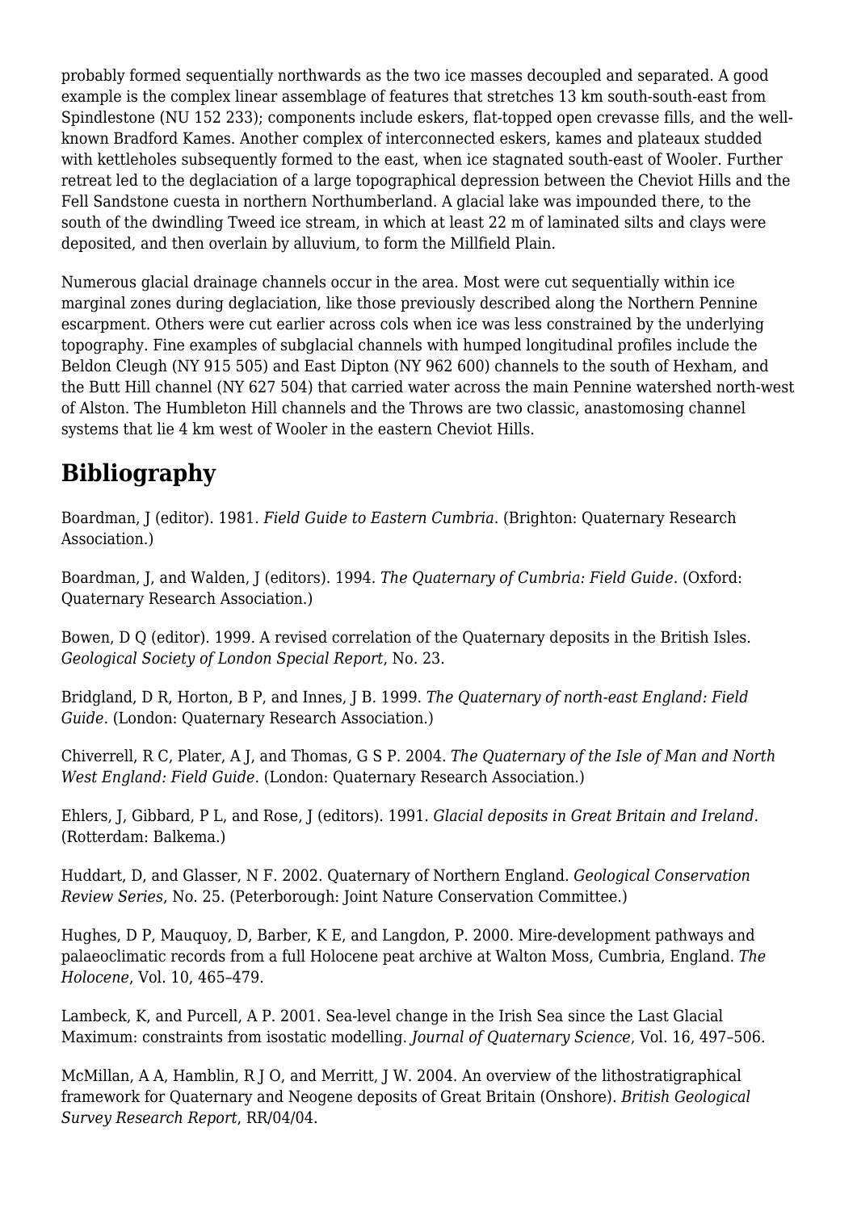probably formed sequentially northwards as the two ice masses decoupled and separated. A good example is the complex linear assemblage of features that stretches 13 km south-south-east from Spindlestone (NU 152 233); components include eskers, flat-topped open crevasse fills, and the well-known Bradford Kames. Another complex of interconnected eskers, kames and plateaux studded with kettleholes subsequently formed to the east, when ice stagnated south-east of Wooler. Further retreat led to the deglaciation of a large topographical depression between the Cheviot Hills and the Fell Sandstone cuesta in northern Northumberland. A glacial lake was impounded there, to the south of the dwindling Tweed ice stream, in which at least 22 m of laminated silts and clays were deposited, and then overlain by alluvium, to form the Millfield Plain.

Numerous glacial drainage channels occur in the area. Most were cut sequentially within ice marginal zones during deglaciation, like those previously described along the Northern Pennine escarpment. Others were cut earlier across cols when ice was less constrained by the underlying topography. Fine examples of subglacial channels with humped longitudinal profiles include the Beldon Cleugh (NY 915 505) and East Dipton (NY 962 600) channels to the south of Hexham, and the Butt Hill channel (NY 627 504) that carried water across the main Pennine watershed north-west of Alston. The Humbleton Hill channels and the Throws are two classic, anastomosing channel systems that lie 4 km west of Wooler in the eastern Cheviot Hills.

## Bibliography

Boardman, J (editor). 1981. *Field Guide to Eastern Cumbria*. (Brighton: Quaternary Research Association.)

Boardman, J, and Walden, J (editors). 1994. *The Quaternary of Cumbria: Field Guide*. (Oxford: Quaternary Research Association.)

Bowen, D Q (editor). 1999. A revised correlation of the Quaternary deposits in the British Isles. *Geological Society of London Special Report*, No. 23.

Bridgland, D R, Horton, B P, and Innes, J B. 1999. *The Quaternary of north-east England: Field Guide*. (London: Quaternary Research Association.)

Chiverrell, R C, Plater, A J, and Thomas, G S P. 2004. *The Quaternary of the Isle of Man and North West England: Field Guide*. (London: Quaternary Research Association.)

Ehlers, J, Gibbard, P L, and Rose, J (editors). 1991. *Glacial deposits in Great Britain and Ireland*. (Rotterdam: Balkema.)

Huddart, D, and Glasser, N F. 2002. Quaternary of Northern England. *Geological Conservation Review Series*, No. 25. (Peterborough: Joint Nature Conservation Committee.)

Hughes, D P, Mauquoy, D, Barber, K E, and Langdon, P. 2000. Mire-development pathways and palaeoclimatic records from a full Holocene peat archive at Walton Moss, Cumbria, England. *The Holocene*, Vol. 10, 465–479.

Lambeck, K, and Purcell, A P. 2001. Sea-level change in the Irish Sea since the Last Glacial Maximum: constraints from isostatic modelling. *Journal of Quaternary Science*, Vol. 16, 497–506.

McMillan, A A, Hamblin, R J O, and Merritt, J W. 2004. An overview of the lithostratigraphical framework for Quaternary and Neogene deposits of Great Britain (Onshore). *British Geological Survey Research Report*, RR/04/04.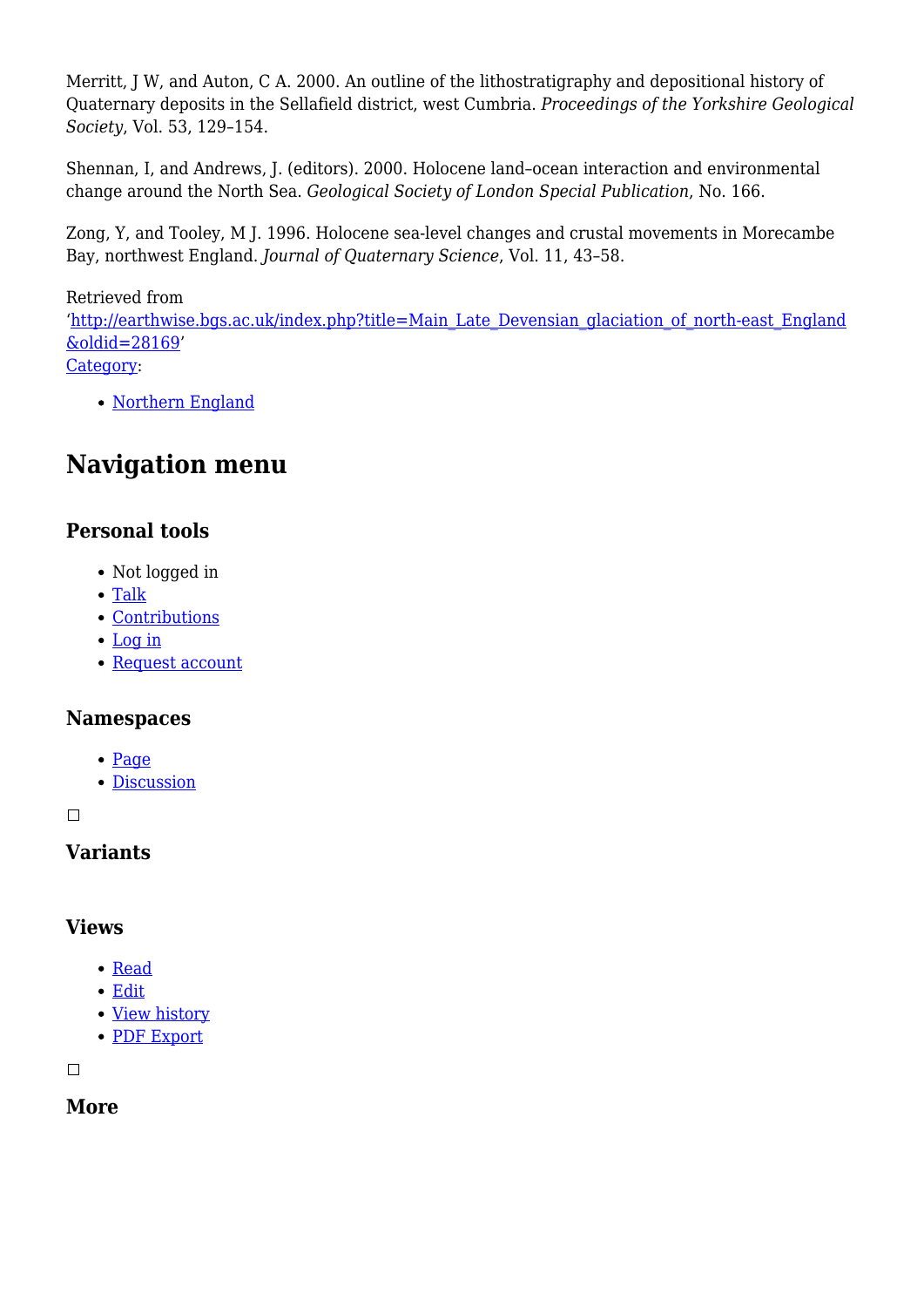Merritt, J W, and Auton, C A. 2000. An outline of the lithostratigraphy and depositional history of Quaternary deposits in the Sellafield district, west Cumbria. *Proceedings of the Yorkshire Geological Society*, Vol. 53, 129–154.

Shennan, I, and Andrews, J. (editors). 2000. Holocene land–ocean interaction and environmental change around the North Sea. *Geological Society of London Special Publication*, No. 166.

Zong, Y, and Tooley, M J. 1996. Holocene sea-level changes and crustal movements in Morecambe Bay, northwest England. *Journal of Quaternary Science*, Vol. 11, 43–58.

Retrieved from
'[http://earthwise.bgs.ac.uk/index.php?title=Main_Late_Devensian_glaciation_of_north-east_England&oldid=28169](http://earthwise.bgs.ac.uk/index.php?title=Main_Late_Devensian_glaciation_of_north-east_England&oldid=28169)'
[Category](#):

- [Northern England](#)

## Navigation menu

### Personal tools

- Not logged in
- [Talk](#)
- [Contributions](#)
- [Log in](#)
- [Request account](#)

### Namespaces

- [Page](#)
- [Discussion](#)

### Variants

### Views

- [Read](#)
- [Edit](#)
- [View history](#)
- [PDF Export](#)

### More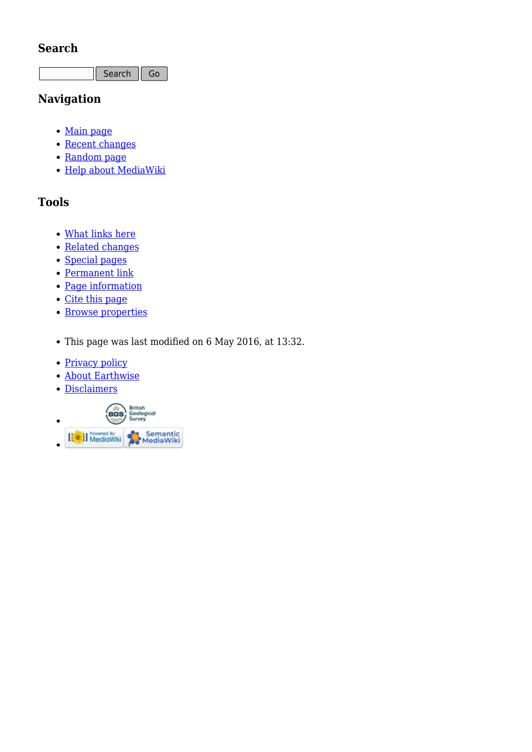## Search

Search Go

## Navigation

- Main page
- Recent changes
- Random page
- Help about MediaWiki

## Tools

- What links here
- Related changes
- Special pages
- Permanent link
- Page information
- Cite this page
- Browse properties

- This page was last modified on 6 May 2016, at 13:32.

- Privacy policy
- About Earthwise
- Disclaimers